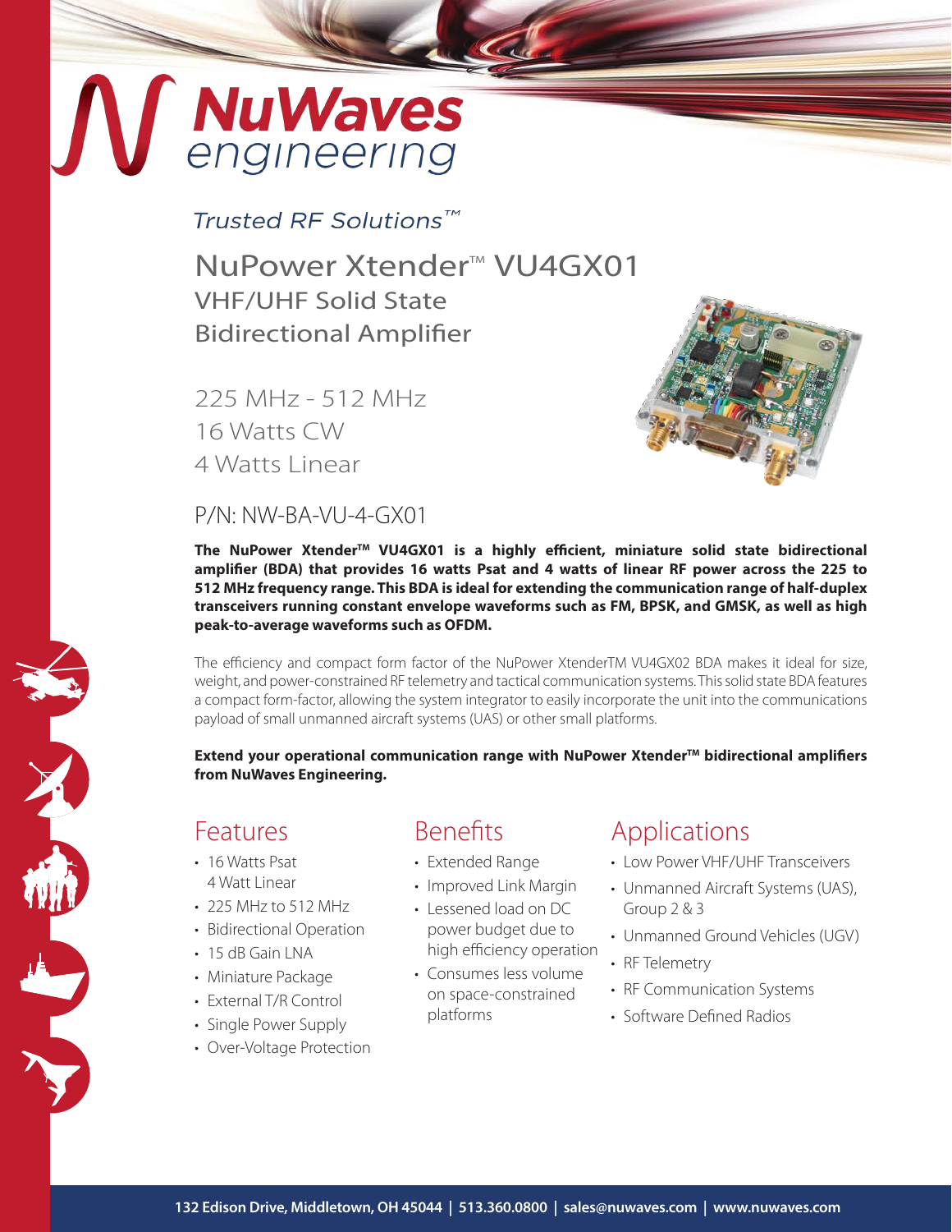# NuWaves engineering

*Trusted RF Solutions™*

## NuPower Xtender™ VU4GX01

### VHF/UHF Solid State Bidirectional Amplifier

225 MHz - 512 MHz
16 Watts CW
4 Watts Linear

P/N: NW-BA-VU-4-GX01

**The NuPower Xtender™ VU4GX01 is a highly efficient, miniature solid state bidirectional amplifier (BDA) that provides 16 watts Psat and 4 watts of linear RF power across the 225 to 512 MHz frequency range. This BDA is ideal for extending the communication range of half-duplex transceivers running constant envelope waveforms such as FM, BPSK, and GMSK, as well as high peak-to-average waveforms such as OFDM.**

The efficiency and compact form factor of the NuPower XtenderTM VU4GX02 BDA makes it ideal for size, weight, and power-constrained RF telemetry and tactical communication systems. This solid state BDA features a compact form-factor, allowing the system integrator to easily incorporate the unit into the communications payload of small unmanned aircraft systems (UAS) or other small platforms.

**Extend your operational communication range with NuPower Xtender™ bidirectional amplifiers from NuWaves Engineering.**

## Features

- 16 Watts Psat
  4 Watt Linear
- 225 MHz to 512 MHz
- Bidirectional Operation
- 15 dB Gain LNA
- Miniature Package
- External T/R Control
- Single Power Supply
- Over-Voltage Protection

## Benefits

- Extended Range
- Improved Link Margin
- Lessened load on DC power budget due to high efficiency operation
- Consumes less volume on space-constrained platforms

## Applications

- Low Power VHF/UHF Transceivers
- Unmanned Aircraft Systems (UAS), Group 2 & 3
- Unmanned Ground Vehicles (UGV)
- RF Telemetry
- RF Communication Systems
- Software Defined Radios

**132 Edison Drive, Middletown, OH 45044 | 513.360.0800 | sales@nuwaves.com | www.nuwaves.com**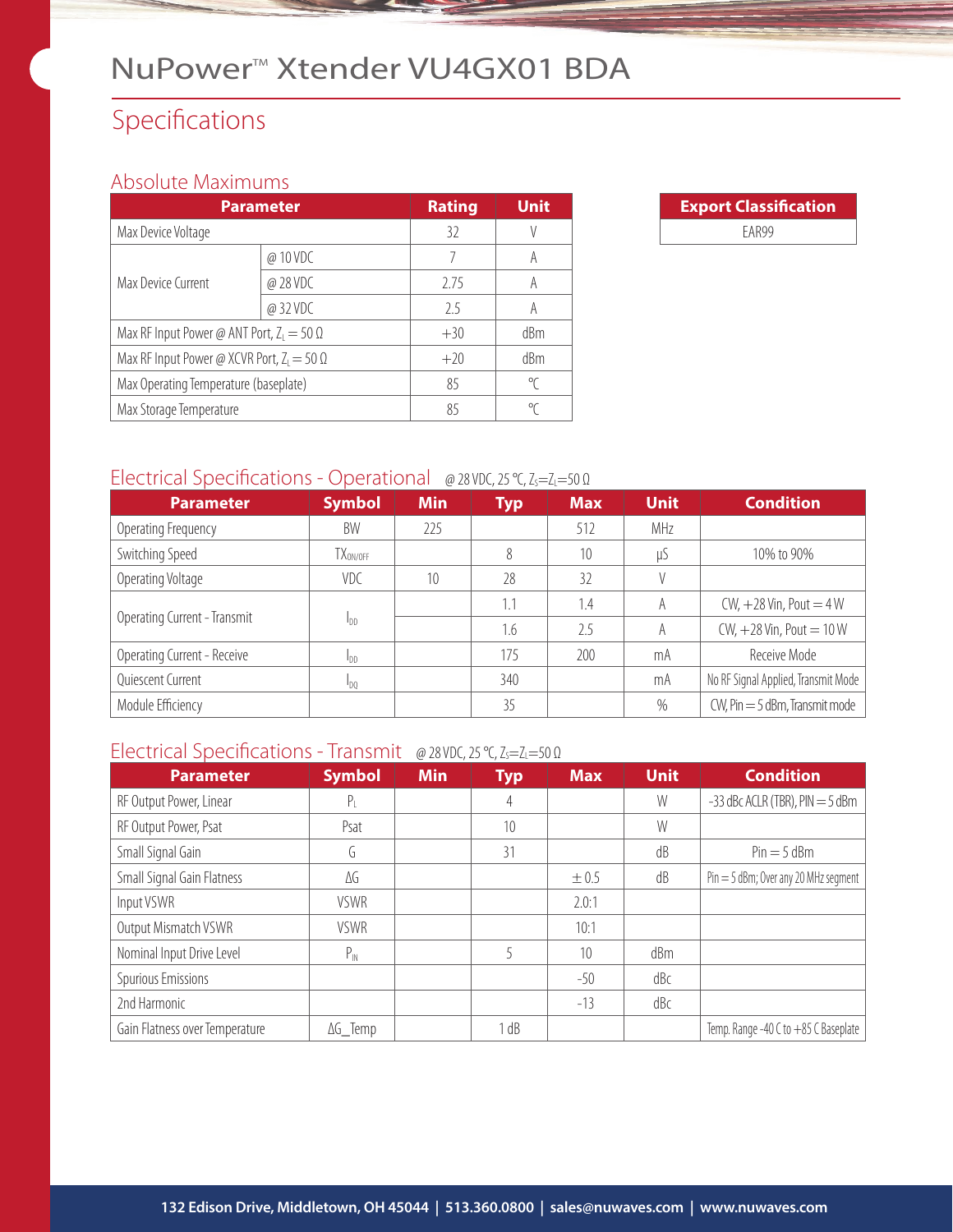# NuPower™ Xtender VU4GX01 BDA

## Specifications

### Absolute Maximums

| Parameter | | Rating | Unit |
|---|---|---|---|
| Max Device Voltage | | 32 | V |
| Max Device Current | @ 10 VDC | 7 | A |
| | @ 28 VDC | 2.75 | A |
| | @ 32 VDC | 2.5 | A |
| Max RF Input Power @ ANT Port, $Z_L = 50\ \Omega$ | | +30 | dBm |
| Max RF Input Power @ XCVR Port, $Z_L = 50\ \Omega$ | | +20 | dBm |
| Max Operating Temperature (baseplate) | | 85 | °C |
| Max Storage Temperature | | 85 | °C |

| Export Classification |
|---|
| EAR99 |

### Electrical Specifications - Operational

@ 28 VDC, 25 °C, $Z_S$=$Z_L$=50 Ω

| Parameter | Symbol | Min | Typ | Max | Unit | Condition |
|---|---|---|---|---|---|---|
| Operating Frequency | BW | 225 | | 512 | MHz | |
| Switching Speed | $TX_{ON/OFF}$ | | 8 | 10 | µS | 10% to 90% |
| Operating Voltage | VDC | 10 | 28 | 32 | V | |
| Operating Current - Transmit | $I_{DD}$ | | 1.1 | 1.4 | A | CW, +28 Vin, Pout = 4 W |
| | | | 1.6 | 2.5 | A | CW, +28 Vin, Pout = 10 W |
| Operating Current - Receive | $I_{DD}$ | | 175 | 200 | mA | Receive Mode |
| Quiescent Current | $I_{DQ}$ | | 340 | | mA | No RF Signal Applied, Transmit Mode |
| Module Efficiency | | | 35 | | % | CW, Pin = 5 dBm, Transmit mode |

### Electrical Specifications - Transmit

@ 28 VDC, 25 °C, $Z_S$=$Z_L$=50 Ω

| Parameter | Symbol | Min | Typ | Max | Unit | Condition |
|---|---|---|---|---|---|---|
| RF Output Power, Linear | $P_L$ | | 4 | | W | -33 dBc ACLR (TBR), PIN = 5 dBm |
| RF Output Power, Psat | Psat | | 10 | | W | |
| Small Signal Gain | G | | 31 | | dB | Pin = 5 dBm |
| Small Signal Gain Flatness | ΔG | | | ± 0.5 | dB | Pin = 5 dBm; Over any 20 MHz segment |
| Input VSWR | VSWR | | | 2.0:1 | | |
| Output Mismatch VSWR | VSWR | | | 10:1 | | |
| Nominal Input Drive Level | $P_{IN}$ | | 5 | 10 | dBm | |
| Spurious Emissions | | | | -50 | dBc | |
| 2nd Harmonic | | | | -13 | dBc | |
| Gain Flatness over Temperature | ΔG_Temp | | 1 dB | | | Temp. Range -40 C to +85 C Baseplate |

132 Edison Drive, Middletown, OH 45044 | 513.360.0800 | sales@nuwaves.com | www.nuwaves.com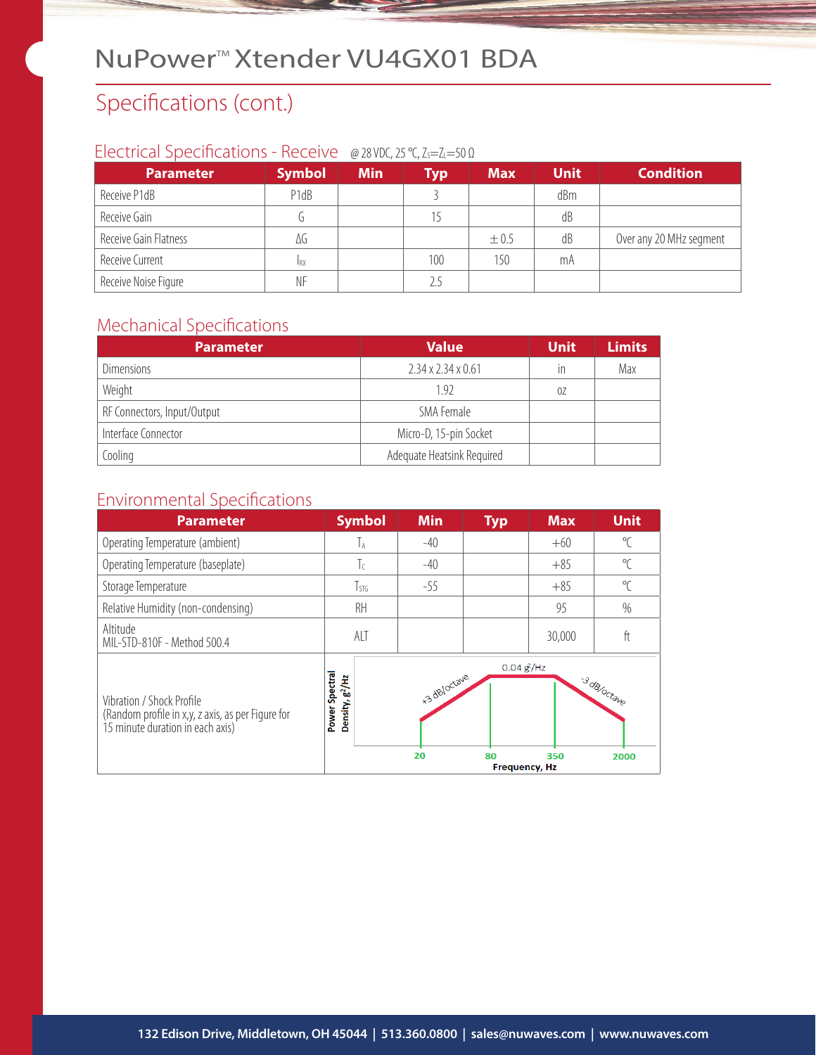# NuPower™ Xtender VU4GX01 BDA

## Specifications (cont.)

### Electrical Specifications - Receive @ 28 VDC, 25 °C, $Z_S = Z_L = 50\ \Omega$

| Parameter | Symbol | Min | Typ | Max | Unit | Condition |
|---|---|---|---|---|---|---|
| Receive P1dB | P1dB | | 3 | | dBm | |
| Receive Gain | G | | 15 | | dB | |
| Receive Gain Flatness | ΔG | | | ± 0.5 | dB | Over any 20 MHz segment |
| Receive Current | $I_{RX}$ | | 100 | 150 | mA | |
| Receive Noise Figure | NF | | 2.5 | | | |

### Mechanical Specifications

| Parameter | Value | Unit | Limits |
|---|---|---|---|
| Dimensions | 2.34 x 2.34 x 0.61 | in | Max |
| Weight | 1.92 | oz | |
| RF Connectors, Input/Output | SMA Female | | |
| Interface Connector | Micro-D, 15-pin Socket | | |
| Cooling | Adequate Heatsink Required | | |

### Environmental Specifications

| Parameter | Symbol | Min | Typ | Max | Unit |
|---|---|---|---|---|---|
| Operating Temperature (ambient) | $T_A$ | -40 | | +60 | ℃ |
| Operating Temperature (baseplate) | $T_C$ | -40 | | +85 | ℃ |
| Storage Temperature | $T_{STG}$ | -55 | | +85 | ℃ |
| Relative Humidity (non-condensing) | RH | | | 95 | % |
| Altitude MIL-STD-810F - Method 500.4 | ALT | | | 30,000 | ft |
| Vibration / Shock Profile (Random profile in x,y, z axis, as per Figure for 15 minute duration in each axis) | Power Spectral Density, $g^2$/Hz vs. Frequency, Hz: 20 Hz → +3 dB/octave → 80 Hz; 0.04 $g^2$/Hz from 80 to 350 Hz; -3 dB/octave → 2000 Hz | | | | |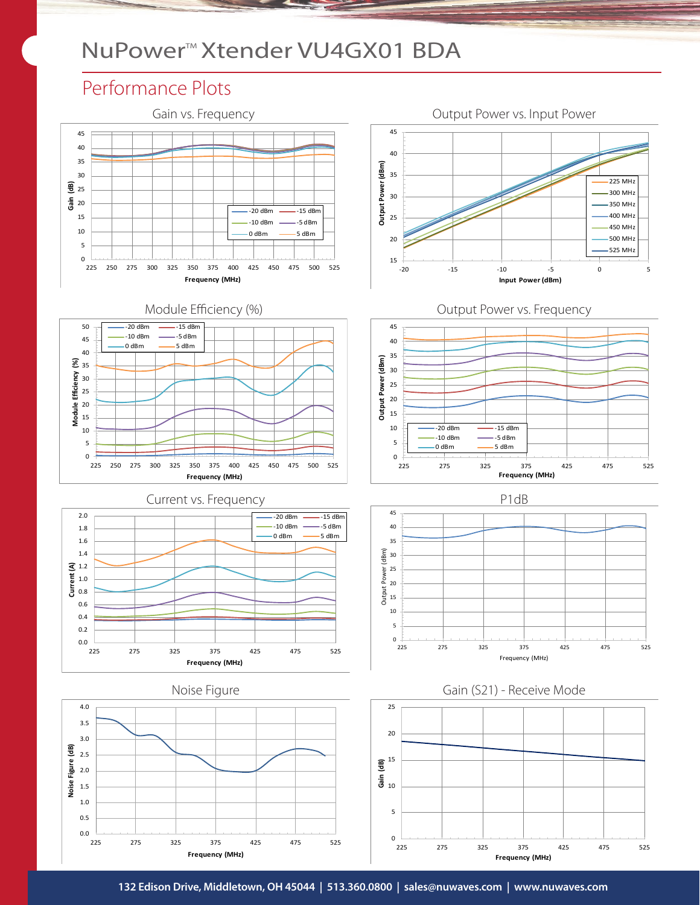# NuPower™ Xtender VU4GX01 BDA

## Performance Plots

### Gain vs. Frequency

Gain (dB) vs. Frequency (MHz), 225–525 MHz; Gain axis 0–45. Legend: -20 dBm, -15 dBm, -10 dBm, -5 dBm, 0 dBm, 5 dBm

### Output Power vs. Input Power

Output Power (dBm) vs. Input Power (dBm), -20 to 5; Output Power axis 15–45. Legend: 225 MHz, 300 MHz, 350 MHz, 400 MHz, 450 MHz, 500 MHz, 525 MHz

### Module Efficiency (%)

Module Efficiency (%) vs. Frequency (MHz), 225–525 MHz; Efficiency axis 0–50. Legend: -20 dBm, -15 dBm, -10 dBm, -5 dBm, 0 dBm, 5 dBm

### Output Power vs. Frequency

Output Power (dBm) vs. Frequency (MHz), 225–525 MHz; Output Power axis 0–45. Legend: -20 dBm, -15 dBm, -10 dBm, -5 dBm, 0 dBm, 5 dBm

### Current vs. Frequency

Current (A) vs. Frequency (MHz), 225–525 MHz; Current axis 0.0–2.0. Legend: -20 dBm, -15 dBm, -10 dBm, -5 dBm, 0 dBm, 5 dBm

### P1dB

Output Power (dBm) vs. Frequency (MHz), 225–525 MHz; Output Power axis 0–45

### Noise Figure

Noise Figure (dB) vs. Frequency (MHz), 225–525 MHz; Noise Figure axis 0.0–4.0

### Gain (S21) - Receive Mode

Gain (dB) vs. Frequency (MHz), 225–525 MHz; Gain axis 0–25

132 Edison Drive, Middletown, OH 45044 | 513.360.0800 | sales@nuwaves.com | www.nuwaves.com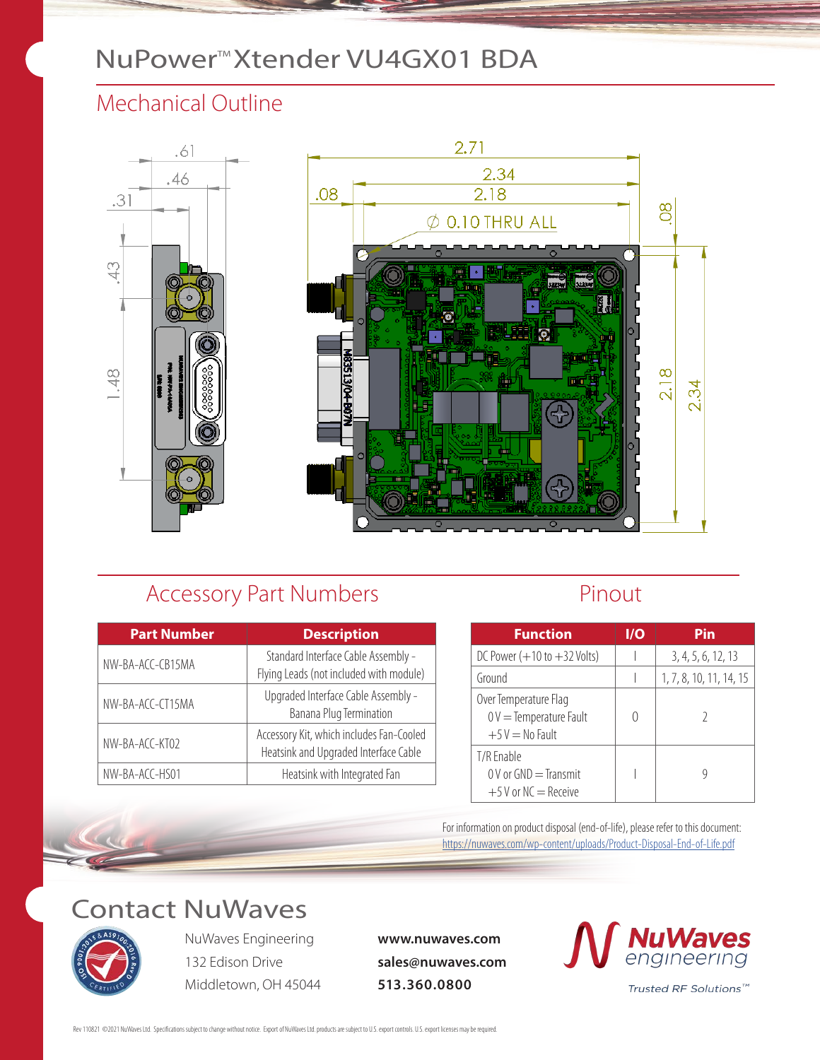# NuPower™ Xtender VU4GX01 BDA

## Mechanical Outline

.61
.46
.31
.43
1.48
2.71
2.34
.08
2.18
∅ 0.10 THRU ALL
.08
2.18
2.34
M83513/04-B07N

## Accessory Part Numbers

| Part Number | Description |
|---|---|
| NW-BA-ACC-CB15MA | Standard Interface Cable Assembly - Flying Leads (not included with module) |
| NW-BA-ACC-CT15MA | Upgraded Interface Cable Assembly - Banana Plug Termination |
| NW-BA-ACC-KT02 | Accessory Kit, which includes Fan-Cooled Heatsink and Upgraded Interface Cable |
| NW-BA-ACC-HS01 | Heatsink with Integrated Fan |

## Pinout

| Function | I/O | Pin |
|---|---|---|
| DC Power (+10 to +32 Volts) | I | 3, 4, 5, 6, 12, 13 |
| Ground | I | 1, 7, 8, 10, 11, 14, 15 |
| Over Temperature Flag<br>0 V = Temperature Fault<br>+5 V = No Fault | O | 2 |
| T/R Enable<br>0 V or GND = Transmit<br>+5 V or NC = Receive | I | 9 |

For information on product disposal (end-of-life), please refer to this document:
https://nuwaves.com/wp-content/uploads/Product-Disposal-End-of-Life.pdf

## Contact NuWaves

NuWaves Engineering
132 Edison Drive
Middletown, OH 45044

**www.nuwaves.com**
**sales@nuwaves.com**
**513.360.0800**

NuWaves engineering
Trusted RF Solutions™

Rev 110821 ©2021 NuWaves Ltd. Specifications subject to change without notice. Export of NuWaves Ltd. products are subject to U.S. export controls. U.S. export licenses may be required.